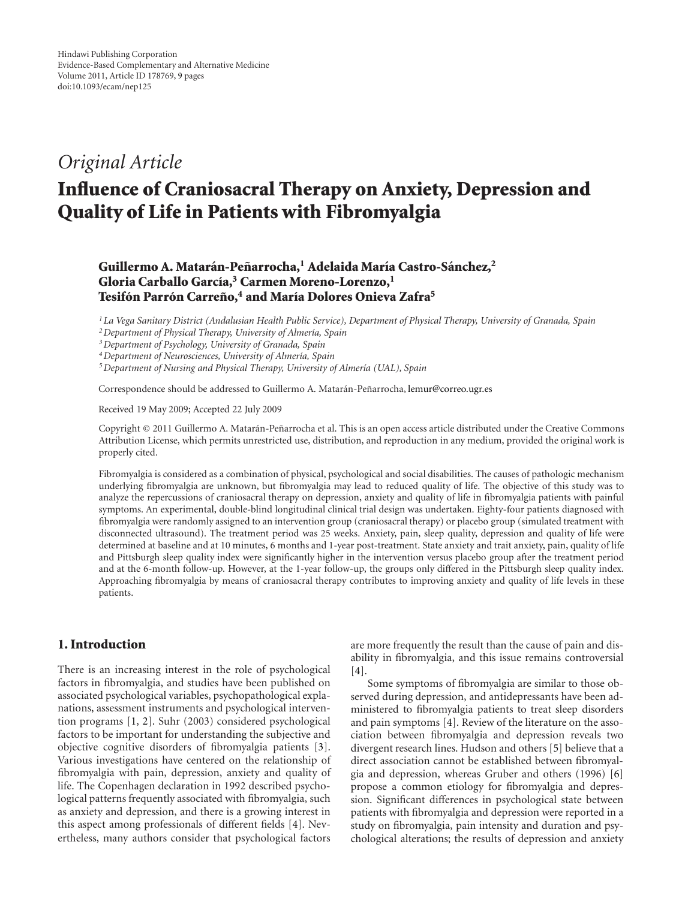*Original Article*

# Influence of Craniosacral Therapy on Anxiety, Depression and Quality of Life in Patients with Fibromyalgia

**Guillermo A. Matarán-Peñarrocha,[1] Adelaida María Castro-Sánchez,[2] Gloria Carballo García,[3] Carmen Moreno-Lorenzo,[1] Tesifón Parrón Carreño,[4] and María Dolores Onieva Zafra[5]**

[1] *La Vega Sanitary District (Andalusian Health Public Service), Department of Physical Therapy, University of Granada, Spain*
[2] *Department of Physical Therapy, University of Almería, Spain*
[3] *Department of Psychology, University of Granada, Spain*
[4] *Department of Neurosciences, University of Almería, Spain*
[5] *Department of Nursing and Physical Therapy, University of Almería (UAL), Spain*

Correspondence should be addressed to Guillermo A. Matarán-Peñarrocha, lemur@correo.ugr.es

Received 19 May 2009; Accepted 22 July 2009

Copyright © 2011 Guillermo A. Matarán-Peñarrocha et al. This is an open access article distributed under the Creative Commons Attribution License, which permits unrestricted use, distribution, and reproduction in any medium, provided the original work is properly cited.

Fibromyalgia is considered as a combination of physical, psychological and social disabilities. The causes of pathologic mechanism underlying fibromyalgia are unknown, but fibromyalgia may lead to reduced quality of life. The objective of this study was to analyze the repercussions of craniosacral therapy on depression, anxiety and quality of life in fibromyalgia patients with painful symptoms. An experimental, double-blind longitudinal clinical trial design was undertaken. Eighty-four patients diagnosed with fibromyalgia were randomly assigned to an intervention group (craniosacral therapy) or placebo group (simulated treatment with disconnected ultrasound). The treatment period was 25 weeks. Anxiety, pain, sleep quality, depression and quality of life were determined at baseline and at 10 minutes, 6 months and 1-year post-treatment. State anxiety and trait anxiety, pain, quality of life and Pittsburgh sleep quality index were significantly higher in the intervention versus placebo group after the treatment period and at the 6-month follow-up. However, at the 1-year follow-up, the groups only differed in the Pittsburgh sleep quality index. Approaching fibromyalgia by means of craniosacral therapy contributes to improving anxiety and quality of life levels in these patients.

## 1. Introduction

There is an increasing interest in the role of psychological factors in fibromyalgia, and studies have been published on associated psychological variables, psychopathological explanations, assessment instruments and psychological intervention programs [1, 2]. Suhr (2003) considered psychological factors to be important for understanding the subjective and objective cognitive disorders of fibromyalgia patients [3]. Various investigations have centered on the relationship of fibromyalgia with pain, depression, anxiety and quality of life. The Copenhagen declaration in 1992 described psychological patterns frequently associated with fibromyalgia, such as anxiety and depression, and there is a growing interest in this aspect among professionals of different fields [4]. Nevertheless, many authors consider that psychological factors are more frequently the result than the cause of pain and disability in fibromyalgia, and this issue remains controversial [4].

Some symptoms of fibromyalgia are similar to those observed during depression, and antidepressants have been administered to fibromyalgia patients to treat sleep disorders and pain symptoms [4]. Review of the literature on the association between fibromyalgia and depression reveals two divergent research lines. Hudson and others [5] believe that a direct association cannot be established between fibromyalgia and depression, whereas Gruber and others (1996) [6] propose a common etiology for fibromyalgia and depression. Significant differences in psychological state between patients with fibromyalgia and depression were reported in a study on fibromyalgia, pain intensity and duration and psychological alterations; the results of depression and anxiety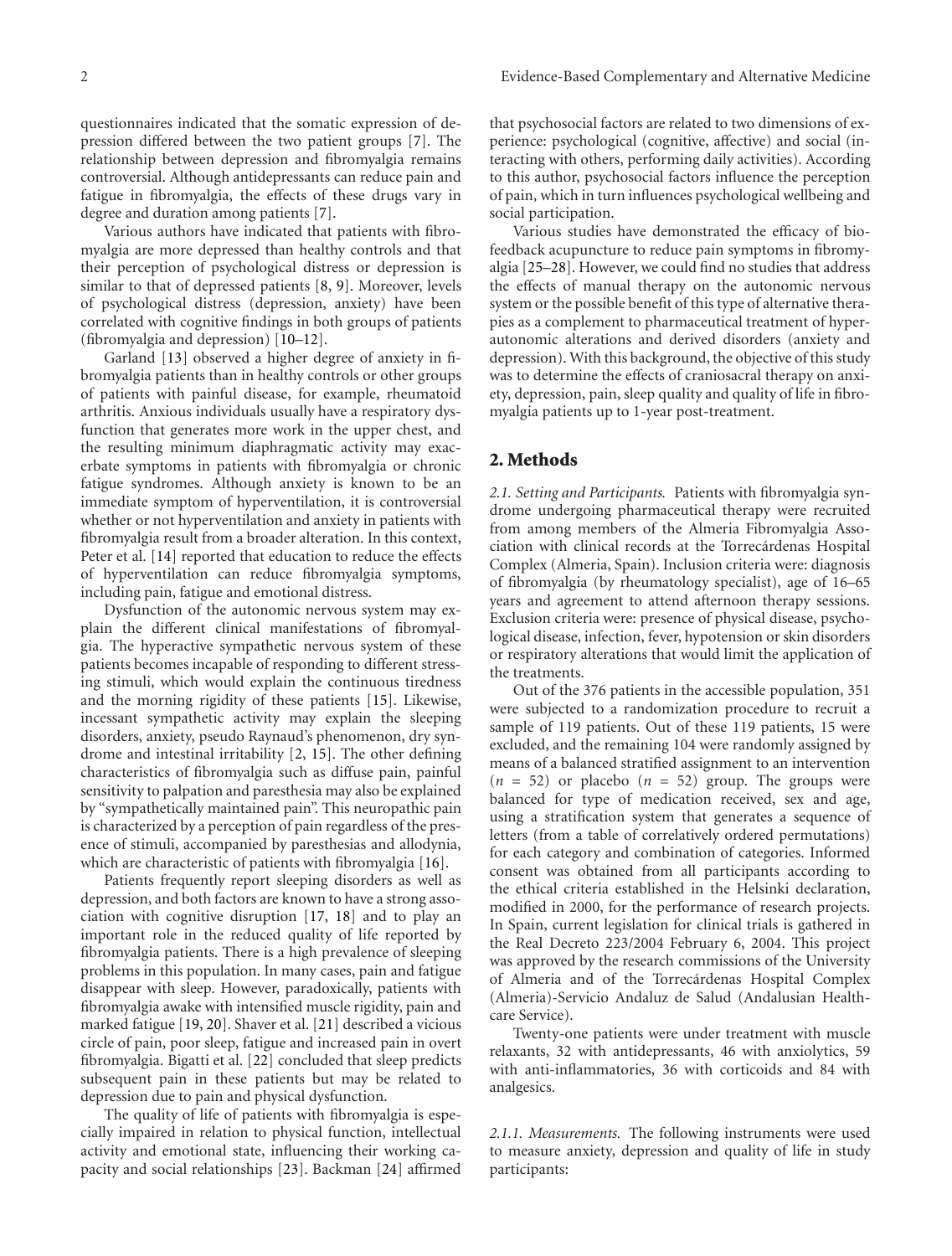questionnaires indicated that the somatic expression of depression differed between the two patient groups [7]. The relationship between depression and fibromyalgia remains controversial. Although antidepressants can reduce pain and fatigue in fibromyalgia, the effects of these drugs vary in degree and duration among patients [7].

Various authors have indicated that patients with fibromyalgia are more depressed than healthy controls and that their perception of psychological distress or depression is similar to that of depressed patients [8, 9]. Moreover, levels of psychological distress (depression, anxiety) have been correlated with cognitive findings in both groups of patients (fibromyalgia and depression) [10–12].

Garland [13] observed a higher degree of anxiety in fibromyalgia patients than in healthy controls or other groups of patients with painful disease, for example, rheumatoid arthritis. Anxious individuals usually have a respiratory dysfunction that generates more work in the upper chest, and the resulting minimum diaphragmatic activity may exacerbate symptoms in patients with fibromyalgia or chronic fatigue syndromes. Although anxiety is known to be an immediate symptom of hyperventilation, it is controversial whether or not hyperventilation and anxiety in patients with fibromyalgia result from a broader alteration. In this context, Peter et al. [14] reported that education to reduce the effects of hyperventilation can reduce fibromyalgia symptoms, including pain, fatigue and emotional distress.

Dysfunction of the autonomic nervous system may explain the different clinical manifestations of fibromyalgia. The hyperactive sympathetic nervous system of these patients becomes incapable of responding to different stressing stimuli, which would explain the continuous tiredness and the morning rigidity of these patients [15]. Likewise, incessant sympathetic activity may explain the sleeping disorders, anxiety, pseudo Raynaud's phenomenon, dry syndrome and intestinal irritability [2, 15]. The other defining characteristics of fibromyalgia such as diffuse pain, painful sensitivity to palpation and paresthesia may also be explained by "sympathetically maintained pain". This neuropathic pain is characterized by a perception of pain regardless of the presence of stimuli, accompanied by paresthesias and allodynia, which are characteristic of patients with fibromyalgia [16].

Patients frequently report sleeping disorders as well as depression, and both factors are known to have a strong association with cognitive disruption [17, 18] and to play an important role in the reduced quality of life reported by fibromyalgia patients. There is a high prevalence of sleeping problems in this population. In many cases, pain and fatigue disappear with sleep. However, paradoxically, patients with fibromyalgia awake with intensified muscle rigidity, pain and marked fatigue [19, 20]. Shaver et al. [21] described a vicious circle of pain, poor sleep, fatigue and increased pain in overt fibromyalgia. Bigatti et al. [22] concluded that sleep predicts subsequent pain in these patients but may be related to depression due to pain and physical dysfunction.

The quality of life of patients with fibromyalgia is especially impaired in relation to physical function, intellectual activity and emotional state, influencing their working capacity and social relationships [23]. Backman [24] affirmed that psychosocial factors are related to two dimensions of experience: psychological (cognitive, affective) and social (interacting with others, performing daily activities). According to this author, psychosocial factors influence the perception of pain, which in turn influences psychological wellbeing and social participation.

Various studies have demonstrated the efficacy of biofeedback acupuncture to reduce pain symptoms in fibromyalgia [25–28]. However, we could find no studies that address the effects of manual therapy on the autonomic nervous system or the possible benefit of this type of alternative therapies as a complement to pharmaceutical treatment of hyperautonomic alterations and derived disorders (anxiety and depression). With this background, the objective of this study was to determine the effects of craniosacral therapy on anxiety, depression, pain, sleep quality and quality of life in fibromyalgia patients up to 1-year post-treatment.

## 2. Methods

*2.1. Setting and Participants.* Patients with fibromyalgia syndrome undergoing pharmaceutical therapy were recruited from among members of the Almeria Fibromyalgia Association with clinical records at the Torrecárdenas Hospital Complex (Almeria, Spain). Inclusion criteria were: diagnosis of fibromyalgia (by rheumatology specialist), age of 16–65 years and agreement to attend afternoon therapy sessions. Exclusion criteria were: presence of physical disease, psychological disease, infection, fever, hypotension or skin disorders or respiratory alterations that would limit the application of the treatments.

Out of the 376 patients in the accessible population, 351 were subjected to a randomization procedure to recruit a sample of 119 patients. Out of these 119 patients, 15 were excluded, and the remaining 104 were randomly assigned by means of a balanced stratified assignment to an intervention ($n = 52$) or placebo ($n = 52$) group. The groups were balanced for type of medication received, sex and age, using a stratification system that generates a sequence of letters (from a table of correlatively ordered permutations) for each category and combination of categories. Informed consent was obtained from all participants according to the ethical criteria established in the Helsinki declaration, modified in 2000, for the performance of research projects. In Spain, current legislation for clinical trials is gathered in the Real Decreto 223/2004 February 6, 2004. This project was approved by the research commissions of the University of Almeria and of the Torrecárdenas Hospital Complex (Almeria)-Servicio Andaluz de Salud (Andalusian Healthcare Service).

Twenty-one patients were under treatment with muscle relaxants, 32 with antidepressants, 46 with anxiolytics, 59 with anti-inflammatories, 36 with corticoids and 84 with analgesics.

*2.1.1. Measurements.* The following instruments were used to measure anxiety, depression and quality of life in study participants: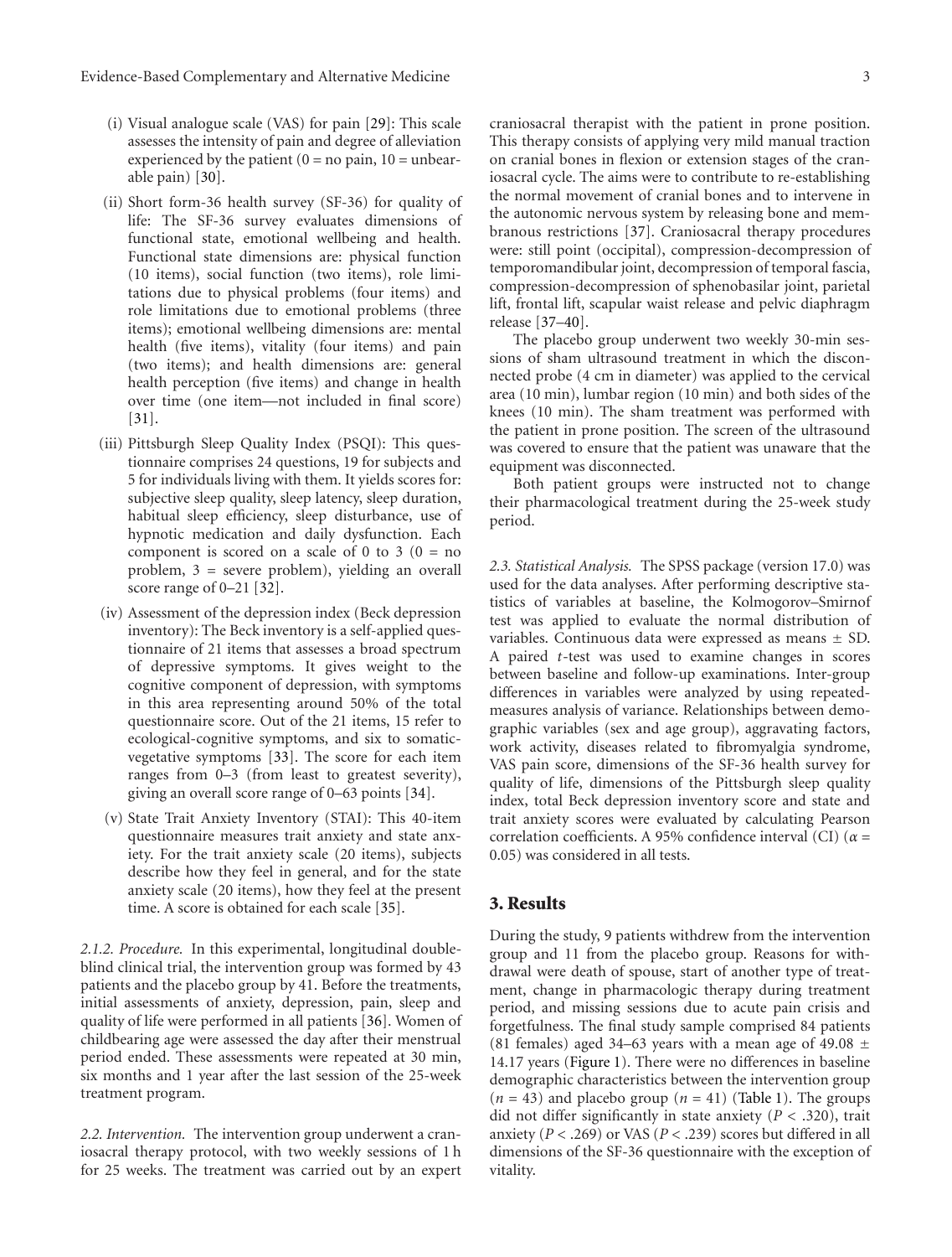(i) Visual analogue scale (VAS) for pain [29]: This scale assesses the intensity of pain and degree of alleviation experienced by the patient (0 = no pain, 10 = unbearable pain) [30].

(ii) Short form-36 health survey (SF-36) for quality of life: The SF-36 survey evaluates dimensions of functional state, emotional wellbeing and health. Functional state dimensions are: physical function (10 items), social function (two items), role limitations due to physical problems (four items) and role limitations due to emotional problems (three items); emotional wellbeing dimensions are: mental health (five items), vitality (four items) and pain (two items); and health dimensions are: general health perception (five items) and change in health over time (one item—not included in final score) [31].

(iii) Pittsburgh Sleep Quality Index (PSQI): This questionnaire comprises 24 questions, 19 for subjects and 5 for individuals living with them. It yields scores for: subjective sleep quality, sleep latency, sleep duration, habitual sleep efficiency, sleep disturbance, use of hypnotic medication and daily dysfunction. Each component is scored on a scale of 0 to 3 (0 = no problem, 3 = severe problem), yielding an overall score range of 0–21 [32].

(iv) Assessment of the depression index (Beck depression inventory): The Beck inventory is a self-applied questionnaire of 21 items that assesses a broad spectrum of depressive symptoms. It gives weight to the cognitive component of depression, with symptoms in this area representing around 50% of the total questionnaire score. Out of the 21 items, 15 refer to ecological-cognitive symptoms, and six to somatic-vegetative symptoms [33]. The score for each item ranges from 0–3 (from least to greatest severity), giving an overall score range of 0–63 points [34].

(v) State Trait Anxiety Inventory (STAI): This 40-item questionnaire measures trait anxiety and state anxiety. For the trait anxiety scale (20 items), subjects describe how they feel in general, and for the state anxiety scale (20 items), how they feel at the present time. A score is obtained for each scale [35].

*2.1.2. Procedure.* In this experimental, longitudinal double-blind clinical trial, the intervention group was formed by 43 patients and the placebo group by 41. Before the treatments, initial assessments of anxiety, depression, pain, sleep and quality of life were performed in all patients [36]. Women of childbearing age were assessed the day after their menstrual period ended. These assessments were repeated at 30 min, six months and 1 year after the last session of the 25-week treatment program.

*2.2. Intervention.* The intervention group underwent a craniosacral therapy protocol, with two weekly sessions of 1 h for 25 weeks. The treatment was carried out by an expert craniosacral therapist with the patient in prone position. This therapy consists of applying very mild manual traction on cranial bones in flexion or extension stages of the craniosacral cycle. The aims were to contribute to re-establishing the normal movement of cranial bones and to intervene in the autonomic nervous system by releasing bone and membranous restrictions [37]. Craniosacral therapy procedures were: still point (occipital), compression-decompression of temporomandibular joint, decompression of temporal fascia, compression-decompression of sphenobasilar joint, parietal lift, frontal lift, scapular waist release and pelvic diaphragm release [37–40].

The placebo group underwent two weekly 30-min sessions of sham ultrasound treatment in which the disconnected probe (4 cm in diameter) was applied to the cervical area (10 min), lumbar region (10 min) and both sides of the knees (10 min). The sham treatment was performed with the patient in prone position. The screen of the ultrasound was covered to ensure that the patient was unaware that the equipment was disconnected.

Both patient groups were instructed not to change their pharmacological treatment during the 25-week study period.

*2.3. Statistical Analysis.* The SPSS package (version 17.0) was used for the data analyses. After performing descriptive statistics of variables at baseline, the Kolmogorov–Smirnof test was applied to evaluate the normal distribution of variables. Continuous data were expressed as means ± SD. A paired *t*-test was used to examine changes in scores between baseline and follow-up examinations. Inter-group differences in variables were analyzed by using repeated-measures analysis of variance. Relationships between demographic variables (sex and age group), aggravating factors, work activity, diseases related to fibromyalgia syndrome, VAS pain score, dimensions of the SF-36 health survey for quality of life, dimensions of the Pittsburgh sleep quality index, total Beck depression inventory score and state and trait anxiety scores were evaluated by calculating Pearson correlation coefficients. A 95% confidence interval (CI) ($\alpha = 0.05$) was considered in all tests.

## 3. Results

During the study, 9 patients withdrew from the intervention group and 11 from the placebo group. Reasons for withdrawal were death of spouse, start of another type of treatment, change in pharmacologic therapy during treatment period, and missing sessions due to acute pain crisis and forgetfulness. The final study sample comprised 84 patients (81 females) aged 34–63 years with a mean age of 49.08 ± 14.17 years (Figure 1). There were no differences in baseline demographic characteristics between the intervention group ($n = 43$) and placebo group ($n = 41$) (Table 1). The groups did not differ significantly in state anxiety ($P < .320$), trait anxiety ($P < .269$) or VAS ($P < .239$) scores but differed in all dimensions of the SF-36 questionnaire with the exception of vitality.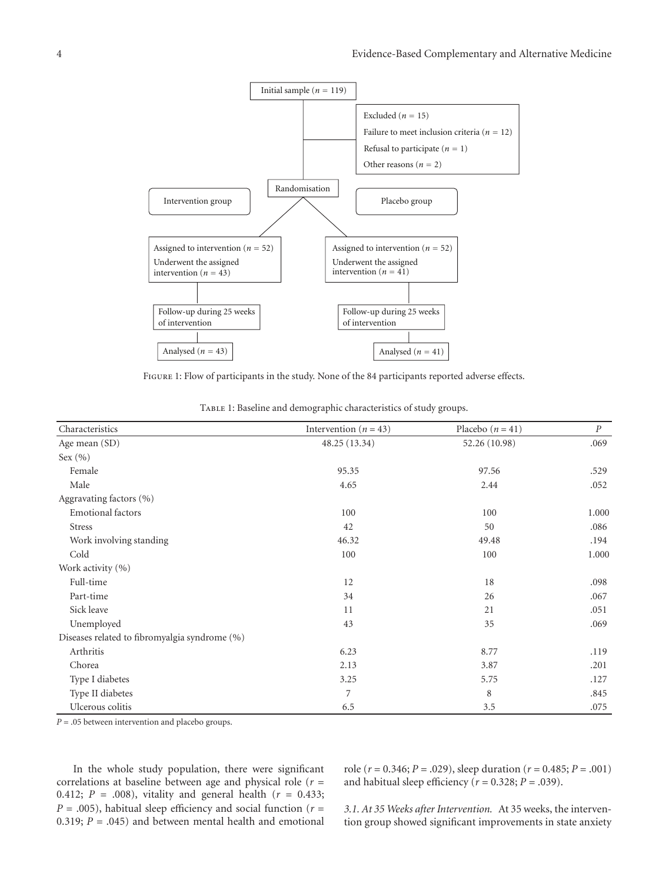Figure 1: Flow of participants in the study. None of the 84 participants reported adverse effects.

Table 1: Baseline and demographic characteristics of study groups.

| Characteristics | Intervention ($n = 43$) | Placebo ($n = 41$) | $P$ |
|---|---|---|---|
| Age mean (SD) | 48.25 (13.34) | 52.26 (10.98) | .069 |
| Sex (%) | | | |
| Female | 95.35 | 97.56 | .529 |
| Male | 4.65 | 2.44 | .052 |
| Aggravating factors (%) | | | |
| Emotional factors | 100 | 100 | 1.000 |
| Stress | 42 | 50 | .086 |
| Work involving standing | 46.32 | 49.48 | .194 |
| Cold | 100 | 100 | 1.000 |
| Work activity (%) | | | |
| Full-time | 12 | 18 | .098 |
| Part-time | 34 | 26 | .067 |
| Sick leave | 11 | 21 | .051 |
| Unemployed | 43 | 35 | .069 |
| Diseases related to fibromyalgia syndrome (%) | | | |
| Arthritis | 6.23 | 8.77 | .119 |
| Chorea | 2.13 | 3.87 | .201 |
| Type I diabetes | 3.25 | 5.75 | .127 |
| Type II diabetes | 7 | 8 | .845 |
| Ulcerous colitis | 6.5 | 3.5 | .075 |

$P = .05$ between intervention and placebo groups.

In the whole study population, there were significant correlations at baseline between age and physical role ($r = 0.412$; $P = .008$), vitality and general health ($r = 0.433$; $P = .005$), habitual sleep efficiency and social function ($r = 0.319$; $P = .045$) and between mental health and emotional role ($r = 0.346$; $P = .029$), sleep duration ($r = 0.485$; $P = .001$) and habitual sleep efficiency ($r = 0.328$; $P = .039$).

*3.1. At 35 Weeks after Intervention.* At 35 weeks, the intervention group showed significant improvements in state anxiety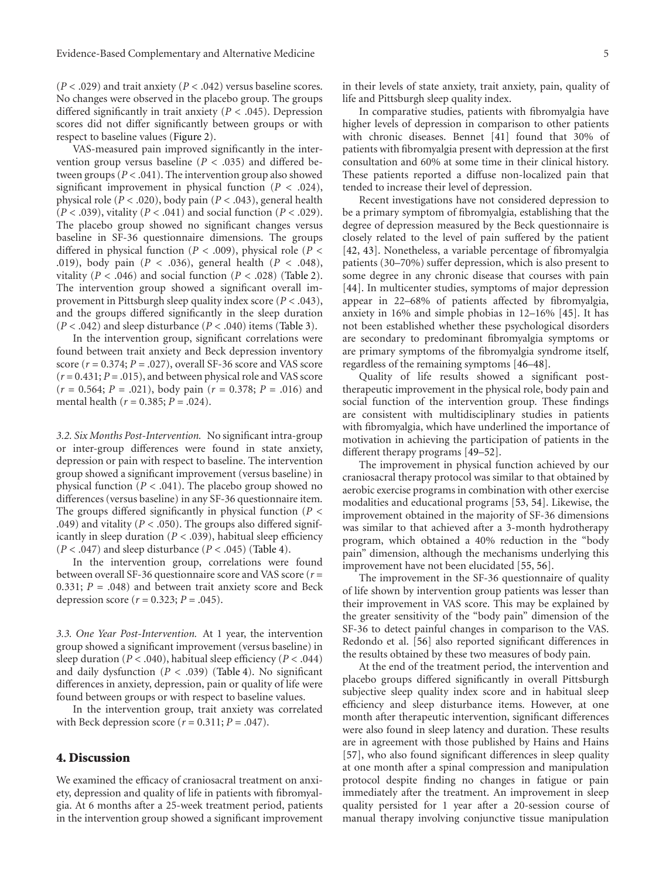($P < .029$) and trait anxiety ($P < .042$) versus baseline scores. No changes were observed in the placebo group. The groups differed significantly in trait anxiety ($P < .045$). Depression scores did not differ significantly between groups or with respect to baseline values (Figure 2).

VAS-measured pain improved significantly in the intervention group versus baseline ($P < .035$) and differed between groups ($P < .041$). The intervention group also showed significant improvement in physical function ($P < .024$), physical role ($P < .020$), body pain ($P < .043$), general health ($P < .039$), vitality ($P < .041$) and social function ($P < .029$). The placebo group showed no significant changes versus baseline in SF-36 questionnaire dimensions. The groups differed in physical function ($P < .009$), physical role ($P < .019$), body pain ($P < .036$), general health ($P < .048$), vitality ($P < .046$) and social function ($P < .028$) (Table 2). The intervention group showed a significant overall improvement in Pittsburgh sleep quality index score ($P < .043$), and the groups differed significantly in the sleep duration ($P < .042$) and sleep disturbance ($P < .040$) items (Table 3).

In the intervention group, significant correlations were found between trait anxiety and Beck depression inventory score ($r = 0.374$; $P = .027$), overall SF-36 score and VAS score ($r = 0.431$; $P = .015$), and between physical role and VAS score ($r = 0.564$; $P = .021$), body pain ($r = 0.378$; $P = .016$) and mental health ($r = 0.385$; $P = .024$).

*3.2. Six Months Post-Intervention.* No significant intra-group or inter-group differences were found in state anxiety, depression or pain with respect to baseline. The intervention group showed a significant improvement (versus baseline) in physical function ($P < .041$). The placebo group showed no differences (versus baseline) in any SF-36 questionnaire item. The groups differed significantly in physical function ($P < .049$) and vitality ($P < .050$). The groups also differed significantly in sleep duration ($P < .039$), habitual sleep efficiency ($P < .047$) and sleep disturbance ($P < .045$) (Table 4).

In the intervention group, correlations were found between overall SF-36 questionnaire score and VAS score ($r = 0.331$; $P = .048$) and between trait anxiety score and Beck depression score ($r = 0.323$; $P = .045$).

*3.3. One Year Post-Intervention.* At 1 year, the intervention group showed a significant improvement (versus baseline) in sleep duration ($P < .040$), habitual sleep efficiency ($P < .044$) and daily dysfunction ($P < .039$) (Table 4). No significant differences in anxiety, depression, pain or quality of life were found between groups or with respect to baseline values.

In the intervention group, trait anxiety was correlated with Beck depression score ($r = 0.311$; $P = .047$).

## 4. Discussion

We examined the efficacy of craniosacral treatment on anxiety, depression and quality of life in patients with fibromyalgia. At 6 months after a 25-week treatment period, patients in the intervention group showed a significant improvement in their levels of state anxiety, trait anxiety, pain, quality of life and Pittsburgh sleep quality index.

In comparative studies, patients with fibromyalgia have higher levels of depression in comparison to other patients with chronic diseases. Bennet [41] found that 30% of patients with fibromyalgia present with depression at the first consultation and 60% at some time in their clinical history. These patients reported a diffuse non-localized pain that tended to increase their level of depression.

Recent investigations have not considered depression to be a primary symptom of fibromyalgia, establishing that the degree of depression measured by the Beck questionnaire is closely related to the level of pain suffered by the patient [42, 43]. Nonetheless, a variable percentage of fibromyalgia patients (30–70%) suffer depression, which is also present to some degree in any chronic disease that courses with pain [44]. In multicenter studies, symptoms of major depression appear in 22–68% of patients affected by fibromyalgia, anxiety in 16% and simple phobias in 12–16% [45]. It has not been established whether these psychological disorders are secondary to predominant fibromyalgia symptoms or are primary symptoms of the fibromyalgia syndrome itself, regardless of the remaining symptoms [46–48].

Quality of life results showed a significant post-therapeutic improvement in the physical role, body pain and social function of the intervention group. These findings are consistent with multidisciplinary studies in patients with fibromyalgia, which have underlined the importance of motivation in achieving the participation of patients in the different therapy programs [49–52].

The improvement in physical function achieved by our craniosacral therapy protocol was similar to that obtained by aerobic exercise programs in combination with other exercise modalities and educational programs [53, 54]. Likewise, the improvement obtained in the majority of SF-36 dimensions was similar to that achieved after a 3-month hydrotherapy program, which obtained a 40% reduction in the "body pain" dimension, although the mechanisms underlying this improvement have not been elucidated [55, 56].

The improvement in the SF-36 questionnaire of quality of life shown by intervention group patients was lesser than their improvement in VAS score. This may be explained by the greater sensitivity of the "body pain" dimension of the SF-36 to detect painful changes in comparison to the VAS. Redondo et al. [56] also reported significant differences in the results obtained by these two measures of body pain.

At the end of the treatment period, the intervention and placebo groups differed significantly in overall Pittsburgh subjective sleep quality index score and in habitual sleep efficiency and sleep disturbance items. However, at one month after therapeutic intervention, significant differences were also found in sleep latency and duration. These results are in agreement with those published by Hains and Hains [57], who also found significant differences in sleep quality at one month after a spinal compression and manipulation protocol despite finding no changes in fatigue or pain immediately after the treatment. An improvement in sleep quality persisted for 1 year after a 20-session course of manual therapy involving conjunctive tissue manipulation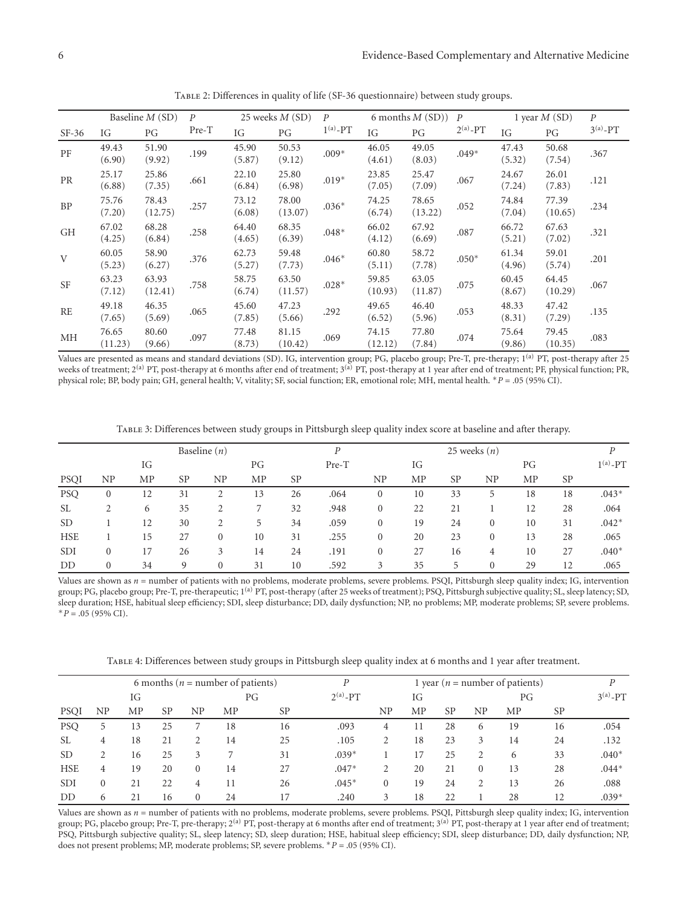Table 2: Differences in quality of life (SF-36 questionnaire) between study groups.

| | Baseline $M$ (SD) | | $P$ | 25 weeks $M$ (SD) | | $P$ | 6 months $M$ (SD)) | | $P$ | 1 year $M$ (SD) | | $P$ |
|---|---|---|---|---|---|---|---|---|---|---|---|---|
| SF-36 | IG | PG | Pre-T | IG | PG | $1^{(a)}$-PT | IG | PG | $2^{(a)}$-PT | IG | PG | $3^{(a)}$-PT |
| PF | 49.43 (6.90) | 51.90 (9.92) | .199 | 45.90 (5.87) | 50.53 (9.12) | .009* | 46.05 (4.61) | 49.05 (8.03) | .049* | 47.43 (5.32) | 50.68 (7.54) | .367 |
| PR | 25.17 (6.88) | 25.86 (7.35) | .661 | 22.10 (6.84) | 25.80 (6.98) | .019* | 23.85 (7.05) | 25.47 (7.09) | .067 | 24.67 (7.24) | 26.01 (7.83) | .121 |
| BP | 75.76 (7.20) | 78.43 (12.75) | .257 | 73.12 (6.08) | 78.00 (13.07) | .036* | 74.25 (6.74) | 78.65 (13.22) | .052 | 74.84 (7.04) | 77.39 (10.65) | .234 |
| GH | 67.02 (4.25) | 68.28 (6.84) | .258 | 64.40 (4.65) | 68.35 (6.39) | .048* | 66.02 (4.12) | 67.92 (6.69) | .087 | 66.72 (5.21) | 67.63 (7.02) | .321 |
| V | 60.05 (5.23) | 58.90 (6.27) | .376 | 62.73 (5.27) | 59.48 (7.73) | .046* | 60.80 (5.11) | 58.72 (7.78) | .050* | 61.34 (4.96) | 59.01 (5.74) | .201 |
| SF | 63.23 (7.12) | 63.93 (12.41) | .758 | 58.75 (6.74) | 63.50 (11.57) | .028* | 59.85 (10.93) | 63.05 (11.87) | .075 | 60.45 (8.67) | 64.45 (10.29) | .067 |
| RE | 49.18 (7.65) | 46.35 (5.69) | .065 | 45.60 (7.85) | 47.23 (5.66) | .292 | 49.65 (6.52) | 46.40 (5.96) | .053 | 48.33 (8.31) | 47.42 (7.29) | .135 |
| MH | 76.65 (11.23) | 80.60 (9.66) | .097 | 77.48 (8.73) | 81.15 (10.42) | .069 | 74.15 (12.12) | 77.80 (7.84) | .074 | 75.64 (9.86) | 79.45 (10.35) | .083 |

Values are presented as means and standard deviations (SD). IG, intervention group; PG, placebo group; Pre-T, pre-therapy; $1^{(a)}$ PT, post-therapy after 25 weeks of treatment; $2^{(a)}$ PT, post-therapy at 6 months after end of treatment; $3^{(a)}$ PT, post-therapy at 1 year after end of treatment; PF, physical function; PR, physical role; BP, body pain; GH, general health; V, vitality; SF, social function; ER, emotional role; MH, mental health. *$P = .05$ (95% CI).

Table 3: Differences between study groups in Pittsburgh sleep quality index score at baseline and after therapy.

| | Baseline ($n$) | | | | | | $P$ | 25 weeks ($n$) | | | | | | $P$ |
|---|---|---|---|---|---|---|---|---|---|---|---|---|---|---|
| | IG | | | PG | | | Pre-T | IG | | | PG | | | $1^{(a)}$-PT |
| PSQI | NP | MP | SP | NP | MP | SP | | NP | MP | SP | NP | MP | SP | |
| PSQ | 0 | 12 | 31 | 2 | 13 | 26 | .064 | 0 | 10 | 33 | 5 | 18 | 18 | .043* |
| SL | 2 | 6 | 35 | 2 | 7 | 32 | .948 | 0 | 22 | 21 | 1 | 12 | 28 | .064 |
| SD | 1 | 12 | 30 | 2 | 5 | 34 | .059 | 0 | 19 | 24 | 0 | 10 | 31 | .042* |
| HSE | 1 | 15 | 27 | 0 | 10 | 31 | .255 | 0 | 20 | 23 | 0 | 13 | 28 | .065 |
| SDI | 0 | 17 | 26 | 3 | 14 | 24 | .191 | 0 | 27 | 16 | 4 | 10 | 27 | .040* |
| DD | 0 | 34 | 9 | 0 | 31 | 10 | .592 | 3 | 35 | 5 | 0 | 29 | 12 | .065 |

Values are shown as $n$ = number of patients with no problems, moderate problems, severe problems. PSQI, Pittsburgh sleep quality index; IG, intervention group; PG, placebo group; Pre-T, pre-therapeutic; $1^{(a)}$ PT, post-therapy (after 25 weeks of treatment); PSQ, Pittsburgh subjective quality; SL, sleep latency; SD, sleep duration; HSE, habitual sleep efficiency; SDI, sleep disturbance; DD, daily dysfunction; NP, no problems; MP, moderate problems; SP, severe problems. *$P = .05$ (95% CI).

Table 4: Differences between study groups in Pittsburgh sleep quality index at 6 months and 1 year after treatment.

| | 6 months ($n$ = number of patients) | | | | | | $P$ | 1 year ($n$ = number of patients) | | | | | | $P$ |
|---|---|---|---|---|---|---|---|---|---|---|---|---|---|---|
| | IG | | | PG | | | $2^{(a)}$-PT | IG | | | PG | | | $3^{(a)}$-PT |
| PSQI | NP | MP | SP | NP | MP | SP | | NP | MP | SP | NP | MP | SP | |
| PSQ | 5 | 13 | 25 | 7 | 18 | 16 | .093 | 4 | 11 | 28 | 6 | 19 | 16 | .054 |
| SL | 4 | 18 | 21 | 2 | 14 | 25 | .105 | 2 | 18 | 23 | 3 | 14 | 24 | .132 |
| SD | 2 | 16 | 25 | 3 | 7 | 31 | .039* | 1 | 17 | 25 | 2 | 6 | 33 | .040* |
| HSE | 4 | 19 | 20 | 0 | 14 | 27 | .047* | 2 | 20 | 21 | 0 | 13 | 28 | .044* |
| SDI | 0 | 21 | 22 | 4 | 11 | 26 | .045* | 0 | 19 | 24 | 2 | 13 | 26 | .088 |
| DD | 6 | 21 | 16 | 0 | 24 | 17 | .240 | 3 | 18 | 22 | 1 | 28 | 12 | .039* |

Values are shown as $n$ = number of patients with no problems, moderate problems, severe problems. PSQI, Pittsburgh sleep quality index; IG, intervention group; PG, placebo group; Pre-T, pre-therapy; $2^{(a)}$ PT, post-therapy at 6 months after end of treatment; $3^{(a)}$ PT, post-therapy at 1 year after end of treatment; PSQ, Pittsburgh subjective quality; SL, sleep latency; SD, sleep duration; HSE, habitual sleep efficiency; SDI, sleep disturbance; DD, daily dysfunction; NP, does not present problems; MP, moderate problems; SP, severe problems. *$P = .05$ (95% CI).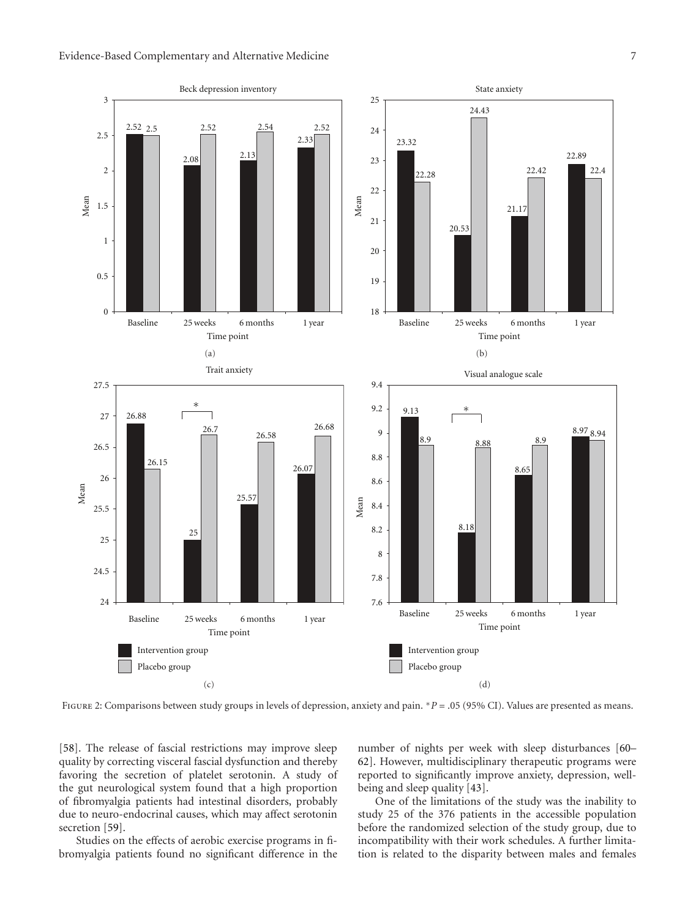Figure 2: Comparisons between study groups in levels of depression, anxiety and pain. *$P = .05$ (95% CI). Values are presented as means.

[58]. The release of fascial restrictions may improve sleep quality by correcting visceral fascial dysfunction and thereby favoring the secretion of platelet serotonin. A study of the gut neurological system found that a high proportion of fibromyalgia patients had intestinal disorders, probably due to neuro-endocrinal causes, which may affect serotonin secretion [59].

Studies on the effects of aerobic exercise programs in fibromyalgia patients found no significant difference in the number of nights per week with sleep disturbances [60–62]. However, multidisciplinary therapeutic programs were reported to significantly improve anxiety, depression, well-being and sleep quality [43].

One of the limitations of the study was the inability to study 25 of the 376 patients in the accessible population before the randomized selection of the study group, due to incompatibility with their work schedules. A further limitation is related to the disparity between males and females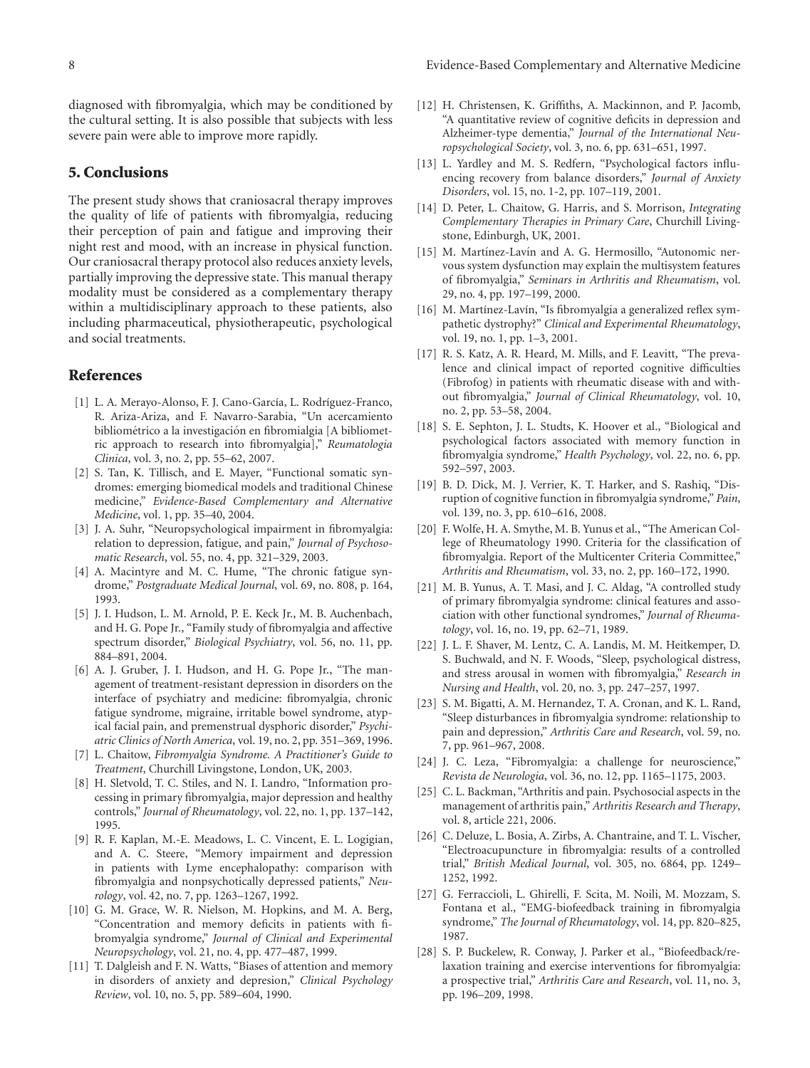diagnosed with fibromyalgia, which may be conditioned by the cultural setting. It is also possible that subjects with less severe pain were able to improve more rapidly.

## 5. Conclusions

The present study shows that craniosacral therapy improves the quality of life of patients with fibromyalgia, reducing their perception of pain and fatigue and improving their night rest and mood, with an increase in physical function. Our craniosacral therapy protocol also reduces anxiety levels, partially improving the depressive state. This manual therapy modality must be considered as a complementary therapy within a multidisciplinary approach to these patients, also including pharmaceutical, physiotherapeutic, psychological and social treatments.

## References

[1] L. A. Merayo-Alonso, F. J. Cano-García, L. Rodríguez-Franco, R. Ariza-Ariza, and F. Navarro-Sarabia, "Un acercamiento bibliométrico a la investigación en fibromialgia [A bibliometric approach to research into fibromyalgia]," *Reumatologia Clinica*, vol. 3, no. 2, pp. 55–62, 2007.

[2] S. Tan, K. Tillisch, and E. Mayer, "Functional somatic syndromes: emerging biomedical models and traditional Chinese medicine," *Evidence-Based Complementary and Alternative Medicine*, vol. 1, pp. 35–40, 2004.

[3] J. A. Suhr, "Neuropsychological impairment in fibromyalgia: relation to depression, fatigue, and pain," *Journal of Psychosomatic Research*, vol. 55, no. 4, pp. 321–329, 2003.

[4] A. Macintyre and M. C. Hume, "The chronic fatigue syndrome," *Postgraduate Medical Journal*, vol. 69, no. 808, p. 164, 1993.

[5] J. I. Hudson, L. M. Arnold, P. E. Keck Jr., M. B. Auchenbach, and H. G. Pope Jr., "Family study of fibromyalgia and affective spectrum disorder," *Biological Psychiatry*, vol. 56, no. 11, pp. 884–891, 2004.

[6] A. J. Gruber, J. I. Hudson, and H. G. Pope Jr., "The management of treatment-resistant depression in disorders on the interface of psychiatry and medicine: fibromyalgia, chronic fatigue syndrome, migraine, irritable bowel syndrome, atypical facial pain, and premenstrual dysphoric disorder," *Psychiatric Clinics of North America*, vol. 19, no. 2, pp. 351–369, 1996.

[7] L. Chaitow, *Fibromyalgia Syndrome. A Practitioner's Guide to Treatment*, Churchill Livingstone, London, UK, 2003.

[8] H. Sletvold, T. C. Stiles, and N. I. Landro, "Information processing in primary fibromyalgia, major depression and healthy controls," *Journal of Rheumatology*, vol. 22, no. 1, pp. 137–142, 1995.

[9] R. F. Kaplan, M.-E. Meadows, L. C. Vincent, E. L. Logigian, and A. C. Steere, "Memory impairment and depression in patients with Lyme encephalopathy: comparison with fibromyalgia and nonpsychotically depressed patients," *Neurology*, vol. 42, no. 7, pp. 1263–1267, 1992.

[10] G. M. Grace, W. R. Nielson, M. Hopkins, and M. A. Berg, "Concentration and memory deficits in patients with fibromyalgia syndrome," *Journal of Clinical and Experimental Neuropsychology*, vol. 21, no. 4, pp. 477–487, 1999.

[11] T. Dalgleish and F. N. Watts, "Biases of attention and memory in disorders of anxiety and depresion," *Clinical Psychology Review*, vol. 10, no. 5, pp. 589–604, 1990.

[12] H. Christensen, K. Griffiths, A. Mackinnon, and P. Jacomb, "A quantitative review of cognitive deficits in depression and Alzheimer-type dementia," *Journal of the International Neuropsychological Society*, vol. 3, no. 6, pp. 631–651, 1997.

[13] L. Yardley and M. S. Redfern, "Psychological factors influencing recovery from balance disorders," *Journal of Anxiety Disorders*, vol. 15, no. 1-2, pp. 107–119, 2001.

[14] D. Peter, L. Chaitow, G. Harris, and S. Morrison, *Integrating Complementary Therapies in Primary Care*, Churchill Livingstone, Edinburgh, UK, 2001.

[15] M. Martínez-Lavín and A. G. Hermosillo, "Autonomic nervous system dysfunction may explain the multisystem features of fibromyalgia," *Seminars in Arthritis and Rheumatism*, vol. 29, no. 4, pp. 197–199, 2000.

[16] M. Martínez-Lavín, "Is fibromyalgia a generalized reflex sympathetic dystrophy?" *Clinical and Experimental Rheumatology*, vol. 19, no. 1, pp. 1–3, 2001.

[17] R. S. Katz, A. R. Heard, M. Mills, and F. Leavitt, "The prevalence and clinical impact of reported cognitive difficulties (Fibrofog) in patients with rheumatic disease with and without fibromyalgia," *Journal of Clinical Rheumatology*, vol. 10, no. 2, pp. 53–58, 2004.

[18] S. E. Sephton, J. L. Studts, K. Hoover et al., "Biological and psychological factors associated with memory function in fibromyalgia syndrome," *Health Psychology*, vol. 22, no. 6, pp. 592–597, 2003.

[19] B. D. Dick, M. J. Verrier, K. T. Harker, and S. Rashiq, "Disruption of cognitive function in fibromyalgia syndrome," *Pain*, vol. 139, no. 3, pp. 610–616, 2008.

[20] F. Wolfe, H. A. Smythe, M. B. Yunus et al., "The American College of Rheumatology 1990. Criteria for the classification of fibromyalgia. Report of the Multicenter Criteria Committee," *Arthritis and Rheumatism*, vol. 33, no. 2, pp. 160–172, 1990.

[21] M. B. Yunus, A. T. Masi, and J. C. Aldag, "A controlled study of primary fibromyalgia syndrome: clinical features and association with other functional syndromes," *Journal of Rheumatology*, vol. 16, no. 19, pp. 62–71, 1989.

[22] J. L. F. Shaver, M. Lentz, C. A. Landis, M. M. Heitkemper, D. S. Buchwald, and N. F. Woods, "Sleep, psychological distress, and stress arousal in women with fibromyalgia," *Research in Nursing and Health*, vol. 20, no. 3, pp. 247–257, 1997.

[23] S. M. Bigatti, A. M. Hernandez, T. A. Cronan, and K. L. Rand, "Sleep disturbances in fibromyalgia syndrome: relationship to pain and depression," *Arthritis Care and Research*, vol. 59, no. 7, pp. 961–967, 2008.

[24] J. C. Leza, "Fibromyalgia: a challenge for neuroscience," *Revista de Neurologia*, vol. 36, no. 12, pp. 1165–1175, 2003.

[25] C. L. Backman, "Arthritis and pain. Psychosocial aspects in the management of arthritis pain," *Arthritis Research and Therapy*, vol. 8, article 221, 2006.

[26] C. Deluze, L. Bosia, A. Zirbs, A. Chantraine, and T. L. Vischer, "Electroacupuncture in fibromyalgia: results of a controlled trial," *British Medical Journal*, vol. 305, no. 6864, pp. 1249–1252, 1992.

[27] G. Ferraccioli, L. Ghirelli, F. Scita, M. Noili, M. Mozzam, S. Fontana et al., "EMG-biofeedback training in fibromyalgia syndrome," *The Journal of Rheumatology*, vol. 14, pp. 820–825, 1987.

[28] S. P. Buckelew, R. Conway, J. Parker et al., "Biofeedback/relaxation training and exercise interventions for fibromyalgia: a prospective trial," *Arthritis Care and Research*, vol. 11, no. 3, pp. 196–209, 1998.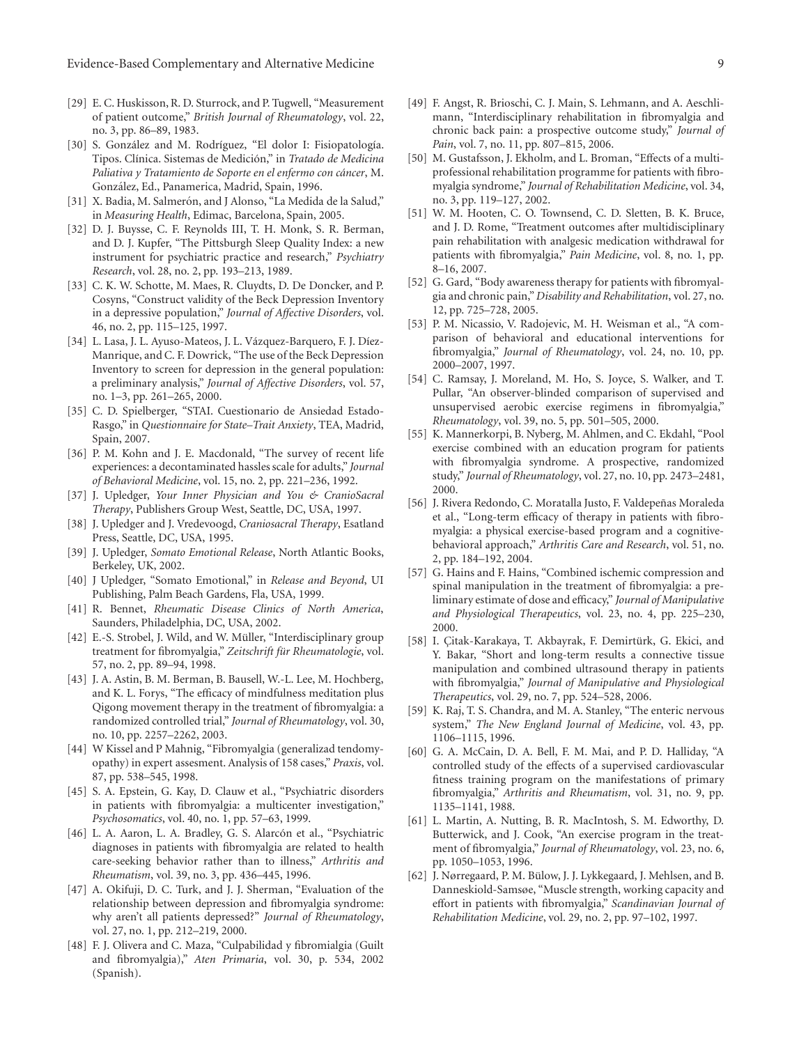[29] E. C. Huskisson, R. D. Sturrock, and P. Tugwell, "Measurement of patient outcome," *British Journal of Rheumatology*, vol. 22, no. 3, pp. 86–89, 1983.

[30] S. González and M. Rodríguez, "El dolor I: Fisiopatología. Tipos. Clínica. Sistemas de Medición," in *Tratado de Medicina Paliativa y Tratamiento de Soporte en el enfermo con cáncer*, M. González, Ed., Panamerica, Madrid, Spain, 1996.

[31] X. Badia, M. Salmerón, and J Alonso, "La Medida de la Salud," in *Measuring Health*, Edimac, Barcelona, Spain, 2005.

[32] D. J. Buysse, C. F. Reynolds III, T. H. Monk, S. R. Berman, and D. J. Kupfer, "The Pittsburgh Sleep Quality Index: a new instrument for psychiatric practice and research," *Psychiatry Research*, vol. 28, no. 2, pp. 193–213, 1989.

[33] C. K. W. Schotte, M. Maes, R. Cluydts, D. De Doncker, and P. Cosyns, "Construct validity of the Beck Depression Inventory in a depressive population," *Journal of Affective Disorders*, vol. 46, no. 2, pp. 115–125, 1997.

[34] L. Lasa, J. L. Ayuso-Mateos, J. L. Vázquez-Barquero, F. J. Díez-Manrique, and C. F. Dowrick, "The use of the Beck Depression Inventory to screen for depression in the general population: a preliminary analysis," *Journal of Affective Disorders*, vol. 57, no. 1–3, pp. 261–265, 2000.

[35] C. D. Spielberger, "STAI. Cuestionario de Ansiedad Estado-Rasgo," in *Questionnaire for State–Trait Anxiety*, TEA, Madrid, Spain, 2007.

[36] P. M. Kohn and J. E. Macdonald, "The survey of recent life experiences: a decontaminated hassles scale for adults," *Journal of Behavioral Medicine*, vol. 15, no. 2, pp. 221–236, 1992.

[37] J. Upledger, *Your Inner Physician and You & CranioSacral Therapy*, Publishers Group West, Seattle, DC, USA, 1997.

[38] J. Upledger and J. Vredevoogd, *Craniosacral Therapy*, Esatland Press, Seattle, DC, USA, 1995.

[39] J. Upledger, *Somato Emotional Release*, North Atlantic Books, Berkeley, UK, 2002.

[40] J Upledger, "Somato Emotional," in *Release and Beyond*, UI Publishing, Palm Beach Gardens, Fla, USA, 1999.

[41] R. Bennet, *Rheumatic Disease Clinics of North America*, Saunders, Philadelphia, DC, USA, 2002.

[42] E.-S. Strobel, J. Wild, and W. Müller, "Interdisciplinary group treatment for fibromyalgia," *Zeitschrift für Rheumatologie*, vol. 57, no. 2, pp. 89–94, 1998.

[43] J. A. Astin, B. M. Berman, B. Bausell, W.-L. Lee, M. Hochberg, and K. L. Forys, "The efficacy of mindfulness meditation plus Qigong movement therapy in the treatment of fibromyalgia: a randomized controlled trial," *Journal of Rheumatology*, vol. 30, no. 10, pp. 2257–2262, 2003.

[44] W Kissel and P Mahnig, "Fibromyalgia (generalizad tendomyopathy) in expert assesment. Analysis of 158 cases," *Praxis*, vol. 87, pp. 538–545, 1998.

[45] S. A. Epstein, G. Kay, D. Clauw et al., "Psychiatric disorders in patients with fibromyalgia: a multicenter investigation," *Psychosomatics*, vol. 40, no. 1, pp. 57–63, 1999.

[46] L. A. Aaron, L. A. Bradley, G. S. Alarcón et al., "Psychiatric diagnoses in patients with fibromyalgia are related to health care-seeking behavior rather than to illness," *Arthritis and Rheumatism*, vol. 39, no. 3, pp. 436–445, 1996.

[47] A. Okifuji, D. C. Turk, and J. J. Sherman, "Evaluation of the relationship between depression and fibromyalgia syndrome: why aren't all patients depressed?" *Journal of Rheumatology*, vol. 27, no. 1, pp. 212–219, 2000.

[48] F. J. Olivera and C. Maza, "Culpabilidad y fibromialgia (Guilt and fibromyalgia)," *Aten Primaria*, vol. 30, p. 534, 2002 (Spanish).

[49] F. Angst, R. Brioschi, C. J. Main, S. Lehmann, and A. Aeschlimann, "Interdisciplinary rehabilitation in fibromyalgia and chronic back pain: a prospective outcome study," *Journal of Pain*, vol. 7, no. 11, pp. 807–815, 2006.

[50] M. Gustafsson, J. Ekholm, and L. Broman, "Effects of a multiprofessional rehabilitation programme for patients with fibromyalgia syndrome," *Journal of Rehabilitation Medicine*, vol. 34, no. 3, pp. 119–127, 2002.

[51] W. M. Hooten, C. O. Townsend, C. D. Sletten, B. K. Bruce, and J. D. Rome, "Treatment outcomes after multidisciplinary pain rehabilitation with analgesic medication withdrawal for patients with fibromyalgia," *Pain Medicine*, vol. 8, no. 1, pp. 8–16, 2007.

[52] G. Gard, "Body awareness therapy for patients with fibromyalgia and chronic pain," *Disability and Rehabilitation*, vol. 27, no. 12, pp. 725–728, 2005.

[53] P. M. Nicassio, V. Radojevic, M. H. Weisman et al., "A comparison of behavioral and educational interventions for fibromyalgia," *Journal of Rheumatology*, vol. 24, no. 10, pp. 2000–2007, 1997.

[54] C. Ramsay, J. Moreland, M. Ho, S. Joyce, S. Walker, and T. Pullar, "An observer-blinded comparison of supervised and unsupervised aerobic exercise regimens in fibromyalgia," *Rheumatology*, vol. 39, no. 5, pp. 501–505, 2000.

[55] K. Mannerkorpi, B. Nyberg, M. Ahlmen, and C. Ekdahl, "Pool exercise combined with an education program for patients with fibromyalgia syndrome. A prospective, randomized study," *Journal of Rheumatology*, vol. 27, no. 10, pp. 2473–2481, 2000.

[56] J. Rivera Redondo, C. Moratalla Justo, F. Valdepeñas Moraleda et al., "Long-term efficacy of therapy in patients with fibromyalgia: a physical exercise-based program and a cognitive-behavioral approach," *Arthritis Care and Research*, vol. 51, no. 2, pp. 184–192, 2004.

[57] G. Hains and F. Hains, "Combined ischemic compression and spinal manipulation in the treatment of fibromyalgia: a preliminary estimate of dose and efficacy," *Journal of Manipulative and Physiological Therapeutics*, vol. 23, no. 4, pp. 225–230, 2000.

[58] I. Çitak-Karakaya, T. Akbayrak, F. Demirtürk, G. Ekici, and Y. Bakar, "Short and long-term results a connective tissue manipulation and combined ultrasound therapy in patients with fibromyalgia," *Journal of Manipulative and Physiological Therapeutics*, vol. 29, no. 7, pp. 524–528, 2006.

[59] K. Raj, T. S. Chandra, and M. A. Stanley, "The enteric nervous system," *The New England Journal of Medicine*, vol. 43, pp. 1106–1115, 1996.

[60] G. A. McCain, D. A. Bell, F. M. Mai, and P. D. Halliday, "A controlled study of the effects of a supervised cardiovascular fitness training program on the manifestations of primary fibromyalgia," *Arthritis and Rheumatism*, vol. 31, no. 9, pp. 1135–1141, 1988.

[61] L. Martin, A. Nutting, B. R. MacIntosh, S. M. Edworthy, D. Butterwick, and J. Cook, "An exercise program in the treatment of fibromyalgia," *Journal of Rheumatology*, vol. 23, no. 6, pp. 1050–1053, 1996.

[62] J. Nørregaard, P. M. Bülow, J. J. Lykkegaard, J. Mehlsen, and B. Danneskiold-Samsøe, "Muscle strength, working capacity and effort in patients with fibromyalgia," *Scandinavian Journal of Rehabilitation Medicine*, vol. 29, no. 2, pp. 97–102, 1997.